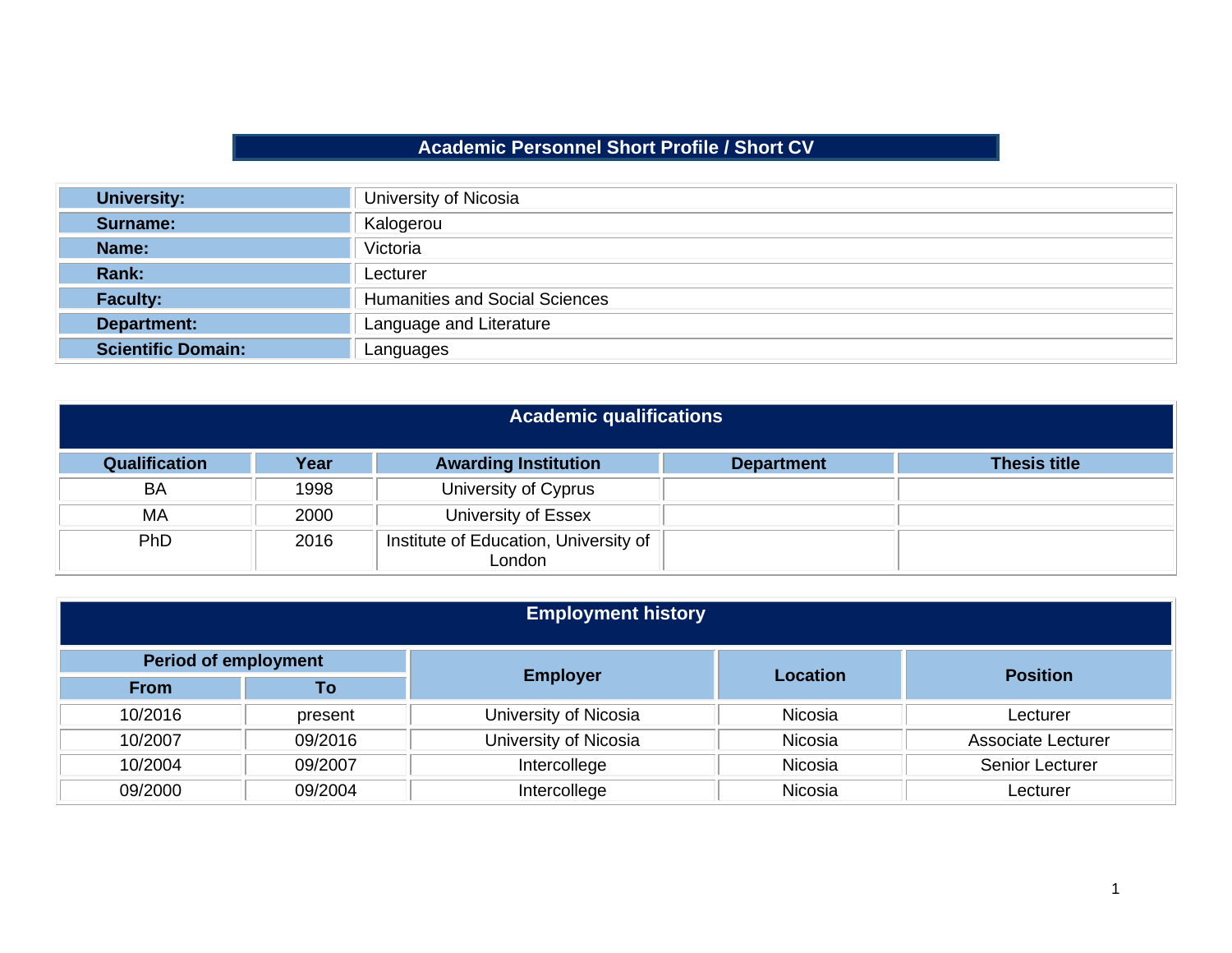# Academic Personnel Short Profile / Short CV

| | |
|---|---|
| **University:** | University of Nicosia |
| **Surname:** | Kalogerou |
| **Name:** | Victoria |
| **Rank:** | Lecturer |
| **Faculty:** | Humanities and Social Sciences |
| **Department:** | Language and Literature |
| **Scientific Domain:** | Languages |

## Academic qualifications

| Qualification | Year | Awarding Institution | Department | Thesis title |
|---|---|---|---|---|
| BA | 1998 | University of Cyprus | | |
| MA | 2000 | University of Essex | | |
| PhD | 2016 | Institute of Education, University of London | | |

## Employment history

| Period of employment | | Employer | Location | Position |
|---|---|---|---|---|
| From | To | | | |
| 10/2016 | present | University of Nicosia | Nicosia | Lecturer |
| 10/2007 | 09/2016 | University of Nicosia | Nicosia | Associate Lecturer |
| 10/2004 | 09/2007 | Intercollege | Nicosia | Senior Lecturer |
| 09/2000 | 09/2004 | Intercollege | Nicosia | Lecturer |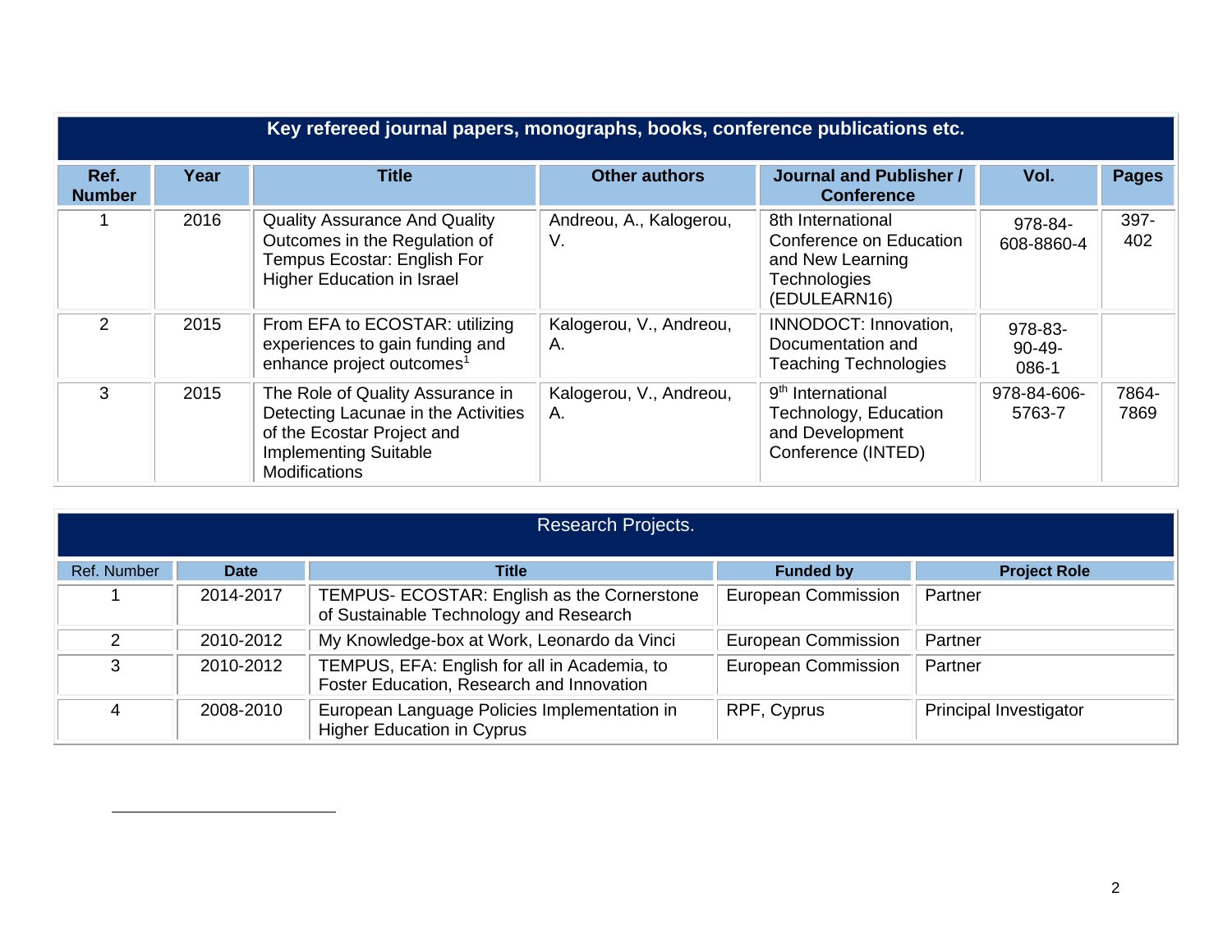| Key refereed journal papers, monographs, books, conference publications etc. | | | | | | |
|---|---|---|---|---|---|---|
| **Ref. Number** | **Year** | **Title** | **Other authors** | **Journal and Publisher / Conference** | **Vol.** | **Pages** |
| 1 | 2016 | Quality Assurance And Quality Outcomes in the Regulation of Tempus Ecostar: English For Higher Education in Israel | Andreou, A., Kalogerou, V. | 8th International Conference on Education and New Learning Technologies (EDULEARN16) | 978-84-608-8860-4 | 397-402 |
| 2 | 2015 | From EFA to ECOSTAR: utilizing experiences to gain funding and enhance project outcomes[1] | Kalogerou, V., Andreou, A. | INNODOCT: Innovation, Documentation and Teaching Technologies | 978-83-90-49-086-1 | |
| 3 | 2015 | The Role of Quality Assurance in Detecting Lacunae in the Activities of the Ecostar Project and Implementing Suitable Modifications | Kalogerou, V., Andreou, A. | 9th International Technology, Education and Development Conference (INTED) | 978-84-606-5763-7 | 7864-7869 |

| Research Projects. | | | | |
|---|---|---|---|---|
| Ref. Number | **Date** | **Title** | **Funded by** | **Project Role** |
| 1 | 2014-2017 | TEMPUS- ECOSTAR: English as the Cornerstone of Sustainable Technology and Research | European Commission | Partner |
| 2 | 2010-2012 | My Knowledge-box at Work, Leonardo da Vinci | European Commission | Partner |
| 3 | 2010-2012 | TEMPUS, EFA: English for all in Academia, to Foster Education, Research and Innovation | European Commission | Partner |
| 4 | 2008-2010 | European Language Policies Implementation in Higher Education in Cyprus | RPF, Cyprus | Principal Investigator |